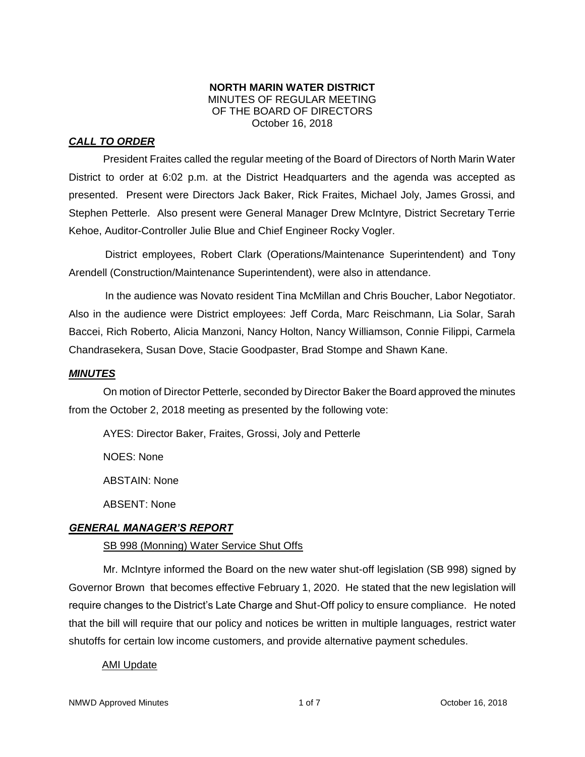**NORTH MARIN WATER DISTRICT**
MINUTES OF REGULAR MEETING
OF THE BOARD OF DIRECTORS
October 16, 2018

### ***CALL TO ORDER***

President Fraites called the regular meeting of the Board of Directors of North Marin Water District to order at 6:02 p.m. at the District Headquarters and the agenda was accepted as presented. Present were Directors Jack Baker, Rick Fraites, Michael Joly, James Grossi, and Stephen Petterle. Also present were General Manager Drew McIntyre, District Secretary Terrie Kehoe, Auditor-Controller Julie Blue and Chief Engineer Rocky Vogler.

District employees, Robert Clark (Operations/Maintenance Superintendent) and Tony Arendell (Construction/Maintenance Superintendent), were also in attendance.

In the audience was Novato resident Tina McMillan and Chris Boucher, Labor Negotiator. Also in the audience were District employees: Jeff Corda, Marc Reischmann, Lia Solar, Sarah Baccei, Rich Roberto, Alicia Manzoni, Nancy Holton, Nancy Williamson, Connie Filippi, Carmela Chandrasekera, Susan Dove, Stacie Goodpaster, Brad Stompe and Shawn Kane.

### ***MINUTES***

On motion of Director Petterle, seconded by Director Baker the Board approved the minutes from the October 2, 2018 meeting as presented by the following vote:

AYES: Director Baker, Fraites, Grossi, Joly and Petterle

NOES: None

ABSTAIN: None

ABSENT: None

### ***GENERAL MANAGER'S REPORT***

SB 998 (Monning) Water Service Shut Offs

Mr. McIntyre informed the Board on the new water shut-off legislation (SB 998) signed by Governor Brown that becomes effective February 1, 2020. He stated that the new legislation will require changes to the District's Late Charge and Shut-Off policy to ensure compliance. He noted that the bill will require that our policy and notices be written in multiple languages, restrict water shutoffs for certain low income customers, and provide alternative payment schedules.

AMI Update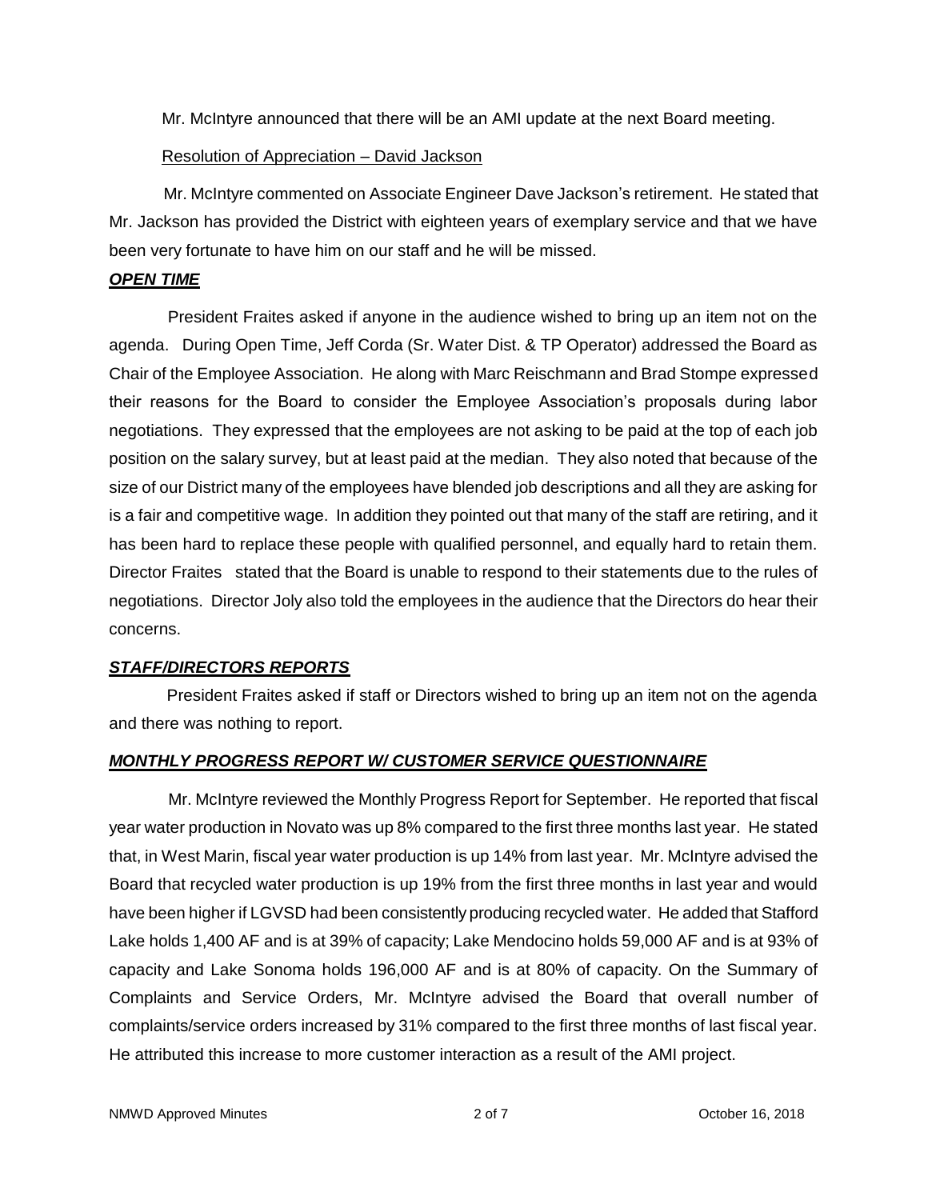Mr. McIntyre announced that there will be an AMI update at the next Board meeting.

Resolution of Appreciation – David Jackson

Mr. McIntyre commented on Associate Engineer Dave Jackson's retirement. He stated that Mr. Jackson has provided the District with eighteen years of exemplary service and that we have been very fortunate to have him on our staff and he will be missed.

***OPEN TIME***

President Fraites asked if anyone in the audience wished to bring up an item not on the agenda. During Open Time, Jeff Corda (Sr. Water Dist. & TP Operator) addressed the Board as Chair of the Employee Association. He along with Marc Reischmann and Brad Stompe expressed their reasons for the Board to consider the Employee Association's proposals during labor negotiations. They expressed that the employees are not asking to be paid at the top of each job position on the salary survey, but at least paid at the median. They also noted that because of the size of our District many of the employees have blended job descriptions and all they are asking for is a fair and competitive wage. In addition they pointed out that many of the staff are retiring, and it has been hard to replace these people with qualified personnel, and equally hard to retain them. Director Fraites stated that the Board is unable to respond to their statements due to the rules of negotiations. Director Joly also told the employees in the audience that the Directors do hear their concerns.

***STAFF/DIRECTORS REPORTS***

President Fraites asked if staff or Directors wished to bring up an item not on the agenda and there was nothing to report.

***MONTHLY PROGRESS REPORT W/ CUSTOMER SERVICE QUESTIONNAIRE***

Mr. McIntyre reviewed the Monthly Progress Report for September. He reported that fiscal year water production in Novato was up 8% compared to the first three months last year. He stated that, in West Marin, fiscal year water production is up 14% from last year. Mr. McIntyre advised the Board that recycled water production is up 19% from the first three months in last year and would have been higher if LGVSD had been consistently producing recycled water. He added that Stafford Lake holds 1,400 AF and is at 39% of capacity; Lake Mendocino holds 59,000 AF and is at 93% of capacity and Lake Sonoma holds 196,000 AF and is at 80% of capacity. On the Summary of Complaints and Service Orders, Mr. McIntyre advised the Board that overall number of complaints/service orders increased by 31% compared to the first three months of last fiscal year. He attributed this increase to more customer interaction as a result of the AMI project.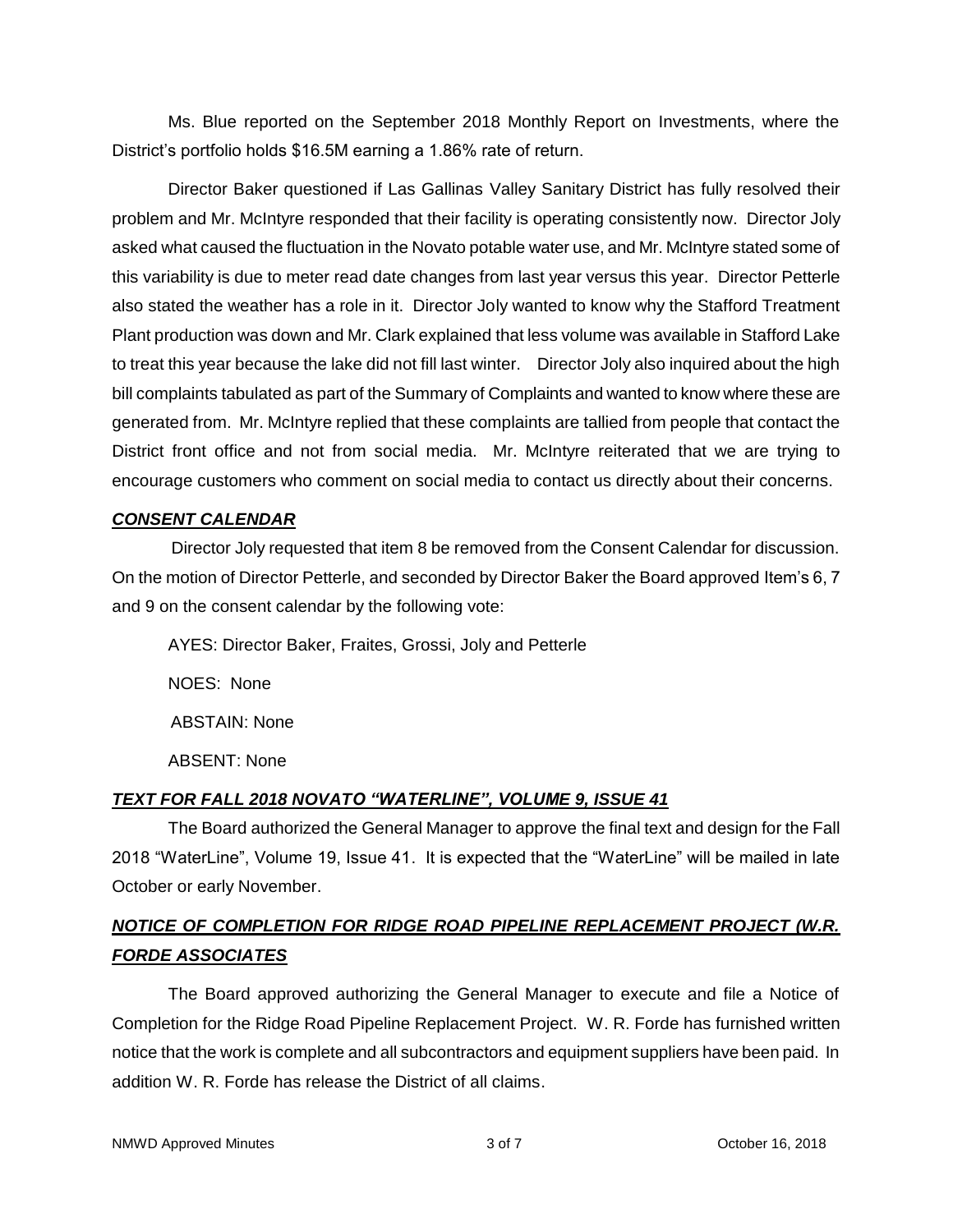Ms. Blue reported on the September 2018 Monthly Report on Investments, where the District's portfolio holds $16.5M earning a 1.86% rate of return.

Director Baker questioned if Las Gallinas Valley Sanitary District has fully resolved their problem and Mr. McIntyre responded that their facility is operating consistently now. Director Joly asked what caused the fluctuation in the Novato potable water use, and Mr. McIntyre stated some of this variability is due to meter read date changes from last year versus this year. Director Petterle also stated the weather has a role in it. Director Joly wanted to know why the Stafford Treatment Plant production was down and Mr. Clark explained that less volume was available in Stafford Lake to treat this year because the lake did not fill last winter. Director Joly also inquired about the high bill complaints tabulated as part of the Summary of Complaints and wanted to know where these are generated from. Mr. McIntyre replied that these complaints are tallied from people that contact the District front office and not from social media. Mr. McIntyre reiterated that we are trying to encourage customers who comment on social media to contact us directly about their concerns.

***CONSENT CALENDAR***

Director Joly requested that item 8 be removed from the Consent Calendar for discussion. On the motion of Director Petterle, and seconded by Director Baker the Board approved Item's 6, 7 and 9 on the consent calendar by the following vote:

AYES: Director Baker, Fraites, Grossi, Joly and Petterle

NOES: None

ABSTAIN: None

ABSENT: None

***TEXT FOR FALL 2018 NOVATO "WATERLINE", VOLUME 9, ISSUE 41***

The Board authorized the General Manager to approve the final text and design for the Fall 2018 "WaterLine", Volume 19, Issue 41. It is expected that the "WaterLine" will be mailed in late October or early November.

***NOTICE OF COMPLETION FOR RIDGE ROAD PIPELINE REPLACEMENT PROJECT (W.R. FORDE ASSOCIATES***

The Board approved authorizing the General Manager to execute and file a Notice of Completion for the Ridge Road Pipeline Replacement Project. W. R. Forde has furnished written notice that the work is complete and all subcontractors and equipment suppliers have been paid. In addition W. R. Forde has release the District of all claims.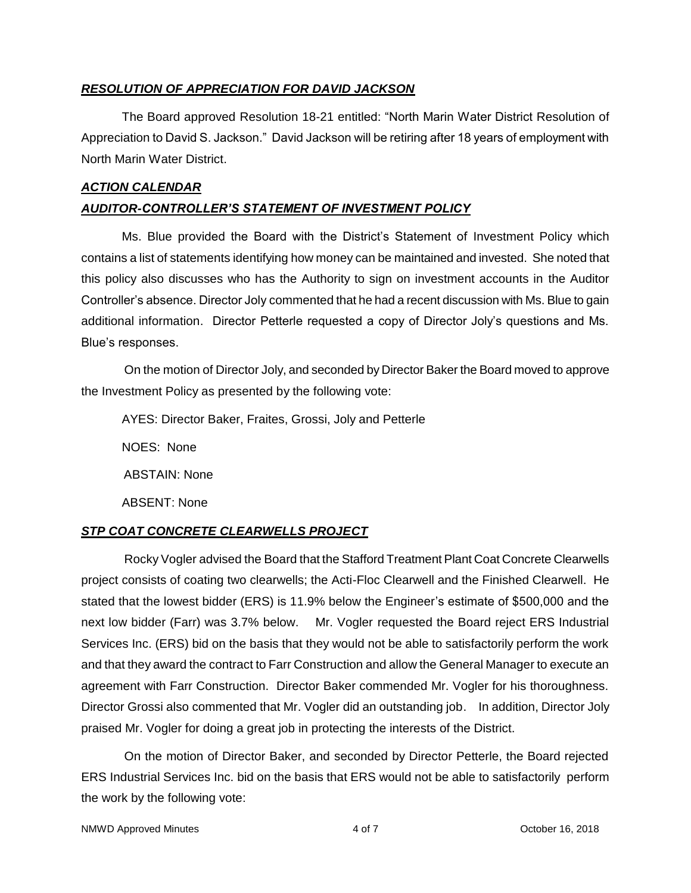***RESOLUTION OF APPRECIATION FOR DAVID JACKSON***

The Board approved Resolution 18-21 entitled: "North Marin Water District Resolution of Appreciation to David S. Jackson." David Jackson will be retiring after 18 years of employment with North Marin Water District.

***ACTION CALENDAR***

***AUDITOR-CONTROLLER'S STATEMENT OF INVESTMENT POLICY***

Ms. Blue provided the Board with the District's Statement of Investment Policy which contains a list of statements identifying how money can be maintained and invested. She noted that this policy also discusses who has the Authority to sign on investment accounts in the Auditor Controller's absence. Director Joly commented that he had a recent discussion with Ms. Blue to gain additional information. Director Petterle requested a copy of Director Joly's questions and Ms. Blue's responses.

On the motion of Director Joly, and seconded by Director Baker the Board moved to approve the Investment Policy as presented by the following vote:

AYES: Director Baker, Fraites, Grossi, Joly and Petterle

NOES: None

ABSTAIN: None

ABSENT: None

***STP COAT CONCRETE CLEARWELLS PROJECT***

Rocky Vogler advised the Board that the Stafford Treatment Plant Coat Concrete Clearwells project consists of coating two clearwells; the Acti-Floc Clearwell and the Finished Clearwell. He stated that the lowest bidder (ERS) is 11.9% below the Engineer's estimate of $500,000 and the next low bidder (Farr) was 3.7% below. Mr. Vogler requested the Board reject ERS Industrial Services Inc. (ERS) bid on the basis that they would not be able to satisfactorily perform the work and that they award the contract to Farr Construction and allow the General Manager to execute an agreement with Farr Construction. Director Baker commended Mr. Vogler for his thoroughness. Director Grossi also commented that Mr. Vogler did an outstanding job. In addition, Director Joly praised Mr. Vogler for doing a great job in protecting the interests of the District.

On the motion of Director Baker, and seconded by Director Petterle, the Board rejected ERS Industrial Services Inc. bid on the basis that ERS would not be able to satisfactorily perform the work by the following vote: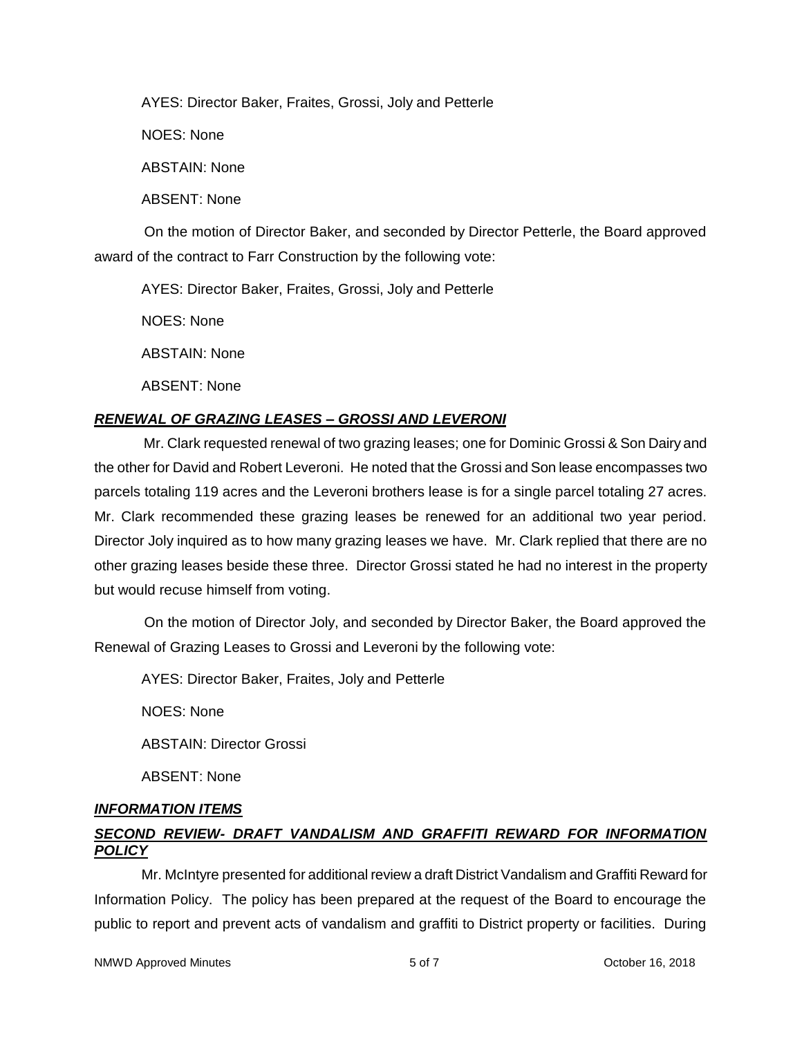AYES: Director Baker, Fraites, Grossi, Joly and Petterle

NOES: None

ABSTAIN: None

ABSENT: None

On the motion of Director Baker, and seconded by Director Petterle, the Board approved award of the contract to Farr Construction by the following vote:

AYES: Director Baker, Fraites, Grossi, Joly and Petterle

NOES: None

ABSTAIN: None

ABSENT: None

***RENEWAL OF GRAZING LEASES – GROSSI AND LEVERONI***

Mr. Clark requested renewal of two grazing leases; one for Dominic Grossi & Son Dairy and the other for David and Robert Leveroni. He noted that the Grossi and Son lease encompasses two parcels totaling 119 acres and the Leveroni brothers lease is for a single parcel totaling 27 acres. Mr. Clark recommended these grazing leases be renewed for an additional two year period. Director Joly inquired as to how many grazing leases we have. Mr. Clark replied that there are no other grazing leases beside these three. Director Grossi stated he had no interest in the property but would recuse himself from voting.

On the motion of Director Joly, and seconded by Director Baker, the Board approved the Renewal of Grazing Leases to Grossi and Leveroni by the following vote:

AYES: Director Baker, Fraites, Joly and Petterle

NOES: None

ABSTAIN: Director Grossi

ABSENT: None

***INFORMATION ITEMS***

***SECOND REVIEW- DRAFT VANDALISM AND GRAFFITI REWARD FOR INFORMATION POLICY***

Mr. McIntyre presented for additional review a draft District Vandalism and Graffiti Reward for Information Policy. The policy has been prepared at the request of the Board to encourage the public to report and prevent acts of vandalism and graffiti to District property or facilities. During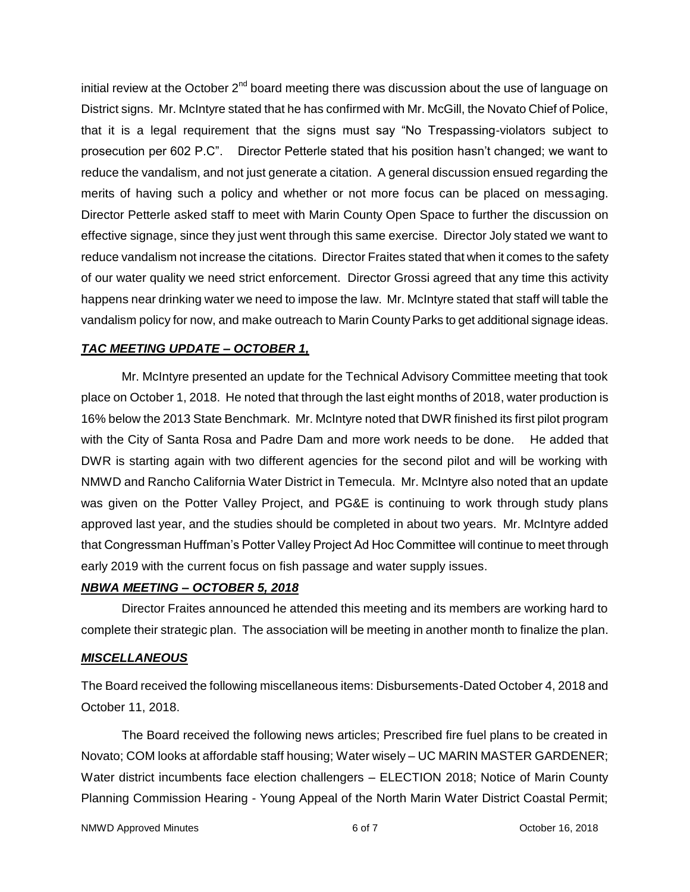initial review at the October 2nd board meeting there was discussion about the use of language on District signs. Mr. McIntyre stated that he has confirmed with Mr. McGill, the Novato Chief of Police, that it is a legal requirement that the signs must say "No Trespassing-violators subject to prosecution per 602 P.C". Director Petterle stated that his position hasn't changed; we want to reduce the vandalism, and not just generate a citation. A general discussion ensued regarding the merits of having such a policy and whether or not more focus can be placed on messaging. Director Petterle asked staff to meet with Marin County Open Space to further the discussion on effective signage, since they just went through this same exercise. Director Joly stated we want to reduce vandalism not increase the citations. Director Fraites stated that when it comes to the safety of our water quality we need strict enforcement. Director Grossi agreed that any time this activity happens near drinking water we need to impose the law. Mr. McIntyre stated that staff will table the vandalism policy for now, and make outreach to Marin County Parks to get additional signage ideas.

***TAC MEETING UPDATE – OCTOBER 1,***

Mr. McIntyre presented an update for the Technical Advisory Committee meeting that took place on October 1, 2018. He noted that through the last eight months of 2018, water production is 16% below the 2013 State Benchmark. Mr. McIntyre noted that DWR finished its first pilot program with the City of Santa Rosa and Padre Dam and more work needs to be done. He added that DWR is starting again with two different agencies for the second pilot and will be working with NMWD and Rancho California Water District in Temecula. Mr. McIntyre also noted that an update was given on the Potter Valley Project, and PG&E is continuing to work through study plans approved last year, and the studies should be completed in about two years. Mr. McIntyre added that Congressman Huffman's Potter Valley Project Ad Hoc Committee will continue to meet through early 2019 with the current focus on fish passage and water supply issues.

***NBWA MEETING – OCTOBER 5, 2018***

Director Fraites announced he attended this meeting and its members are working hard to complete their strategic plan. The association will be meeting in another month to finalize the plan.

***MISCELLANEOUS***

The Board received the following miscellaneous items: Disbursements-Dated October 4, 2018 and October 11, 2018.

The Board received the following news articles; Prescribed fire fuel plans to be created in Novato; COM looks at affordable staff housing; Water wisely – UC MARIN MASTER GARDENER; Water district incumbents face election challengers – ELECTION 2018; Notice of Marin County Planning Commission Hearing - Young Appeal of the North Marin Water District Coastal Permit;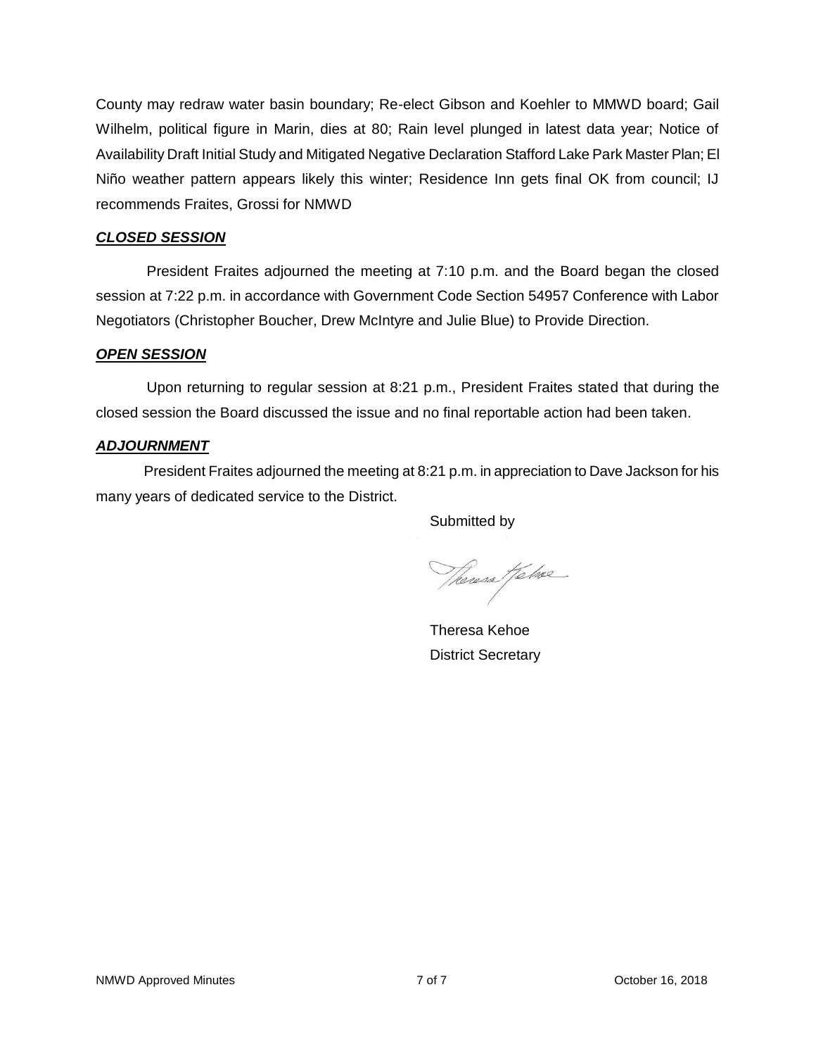County may redraw water basin boundary; Re-elect Gibson and Koehler to MMWD board; Gail Wilhelm, political figure in Marin, dies at 80; Rain level plunged in latest data year; Notice of Availability Draft Initial Study and Mitigated Negative Declaration Stafford Lake Park Master Plan; El Niño weather pattern appears likely this winter; Residence Inn gets final OK from council; IJ recommends Fraites, Grossi for NMWD

***CLOSED SESSION***

President Fraites adjourned the meeting at 7:10 p.m. and the Board began the closed session at 7:22 p.m. in accordance with Government Code Section 54957 Conference with Labor Negotiators (Christopher Boucher, Drew McIntyre and Julie Blue) to Provide Direction.

***OPEN SESSION***

Upon returning to regular session at 8:21 p.m., President Fraites stated that during the closed session the Board discussed the issue and no final reportable action had been taken.

***ADJOURNMENT***

President Fraites adjourned the meeting at 8:21 p.m. in appreciation to Dave Jackson for his many years of dedicated service to the District.

Submitted by

Theresa Kehoe
District Secretary